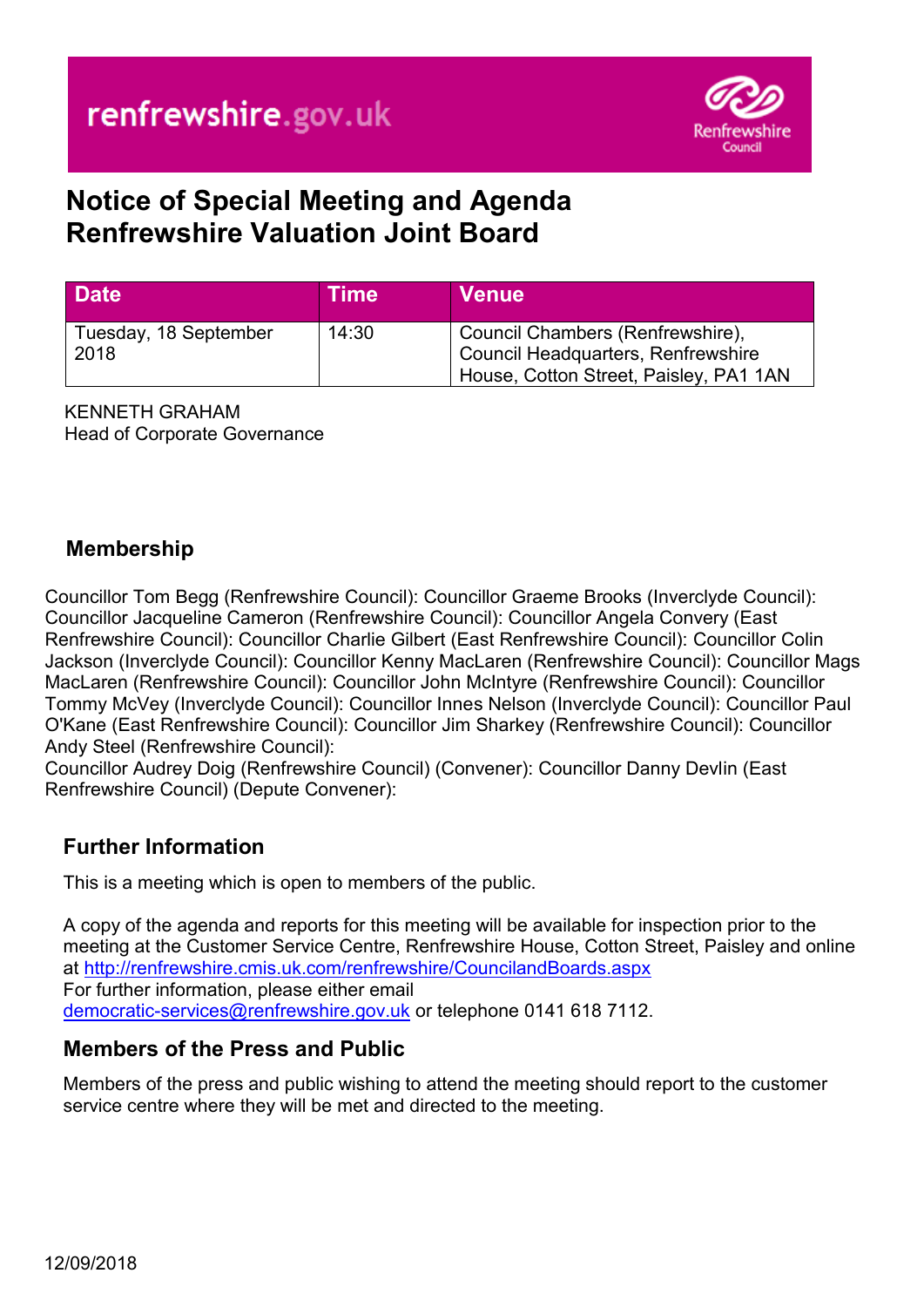renfrewshire.gov.uk

# Notice of Special Meeting and Agenda
# Renfrewshire Valuation Joint Board

| Date | Time | Venue |
| --- | --- | --- |
| Tuesday, 18 September 2018 | 14:30 | Council Chambers (Renfrewshire), Council Headquarters, Renfrewshire House, Cotton Street, Paisley, PA1 1AN |

KENNETH GRAHAM
Head of Corporate Governance

## Membership

Councillor Tom Begg (Renfrewshire Council): Councillor Graeme Brooks (Inverclyde Council): Councillor Jacqueline Cameron (Renfrewshire Council): Councillor Angela Convery (East Renfrewshire Council): Councillor Charlie Gilbert (East Renfrewshire Council): Councillor Colin Jackson (Inverclyde Council): Councillor Kenny MacLaren (Renfrewshire Council): Councillor Mags MacLaren (Renfrewshire Council): Councillor John McIntyre (Renfrewshire Council): Councillor Tommy McVey (Inverclyde Council): Councillor Innes Nelson (Inverclyde Council): Councillor Paul O'Kane (East Renfrewshire Council): Councillor Jim Sharkey (Renfrewshire Council): Councillor Andy Steel (Renfrewshire Council):
Councillor Audrey Doig (Renfrewshire Council) (Convener): Councillor Danny Devlin (East Renfrewshire Council) (Depute Convener):

## Further Information

This is a meeting which is open to members of the public.

A copy of the agenda and reports for this meeting will be available for inspection prior to the meeting at the Customer Service Centre, Renfrewshire House, Cotton Street, Paisley and online at http://renfrewshire.cmis.uk.com/renfrewshire/CouncilandBoards.aspx
For further information, please either email democratic-services@renfrewshire.gov.uk or telephone 0141 618 7112.

## Members of the Press and Public

Members of the press and public wishing to attend the meeting should report to the customer service centre where they will be met and directed to the meeting.

12/09/2018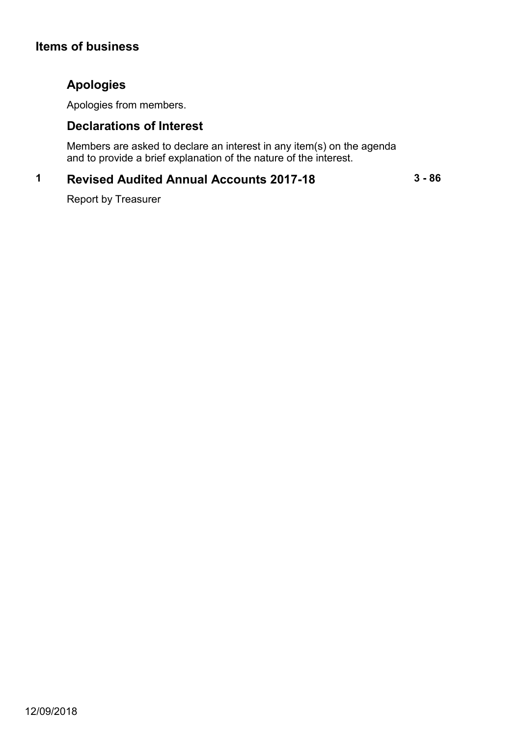## Items of business

### Apologies

Apologies from members.

### Declarations of Interest

Members are asked to declare an interest in any item(s) on the agenda and to provide a brief explanation of the nature of the interest.

### 1 Revised Audited Annual Accounts 2017-18 — 3 - 86

Report by Treasurer

12/09/2018